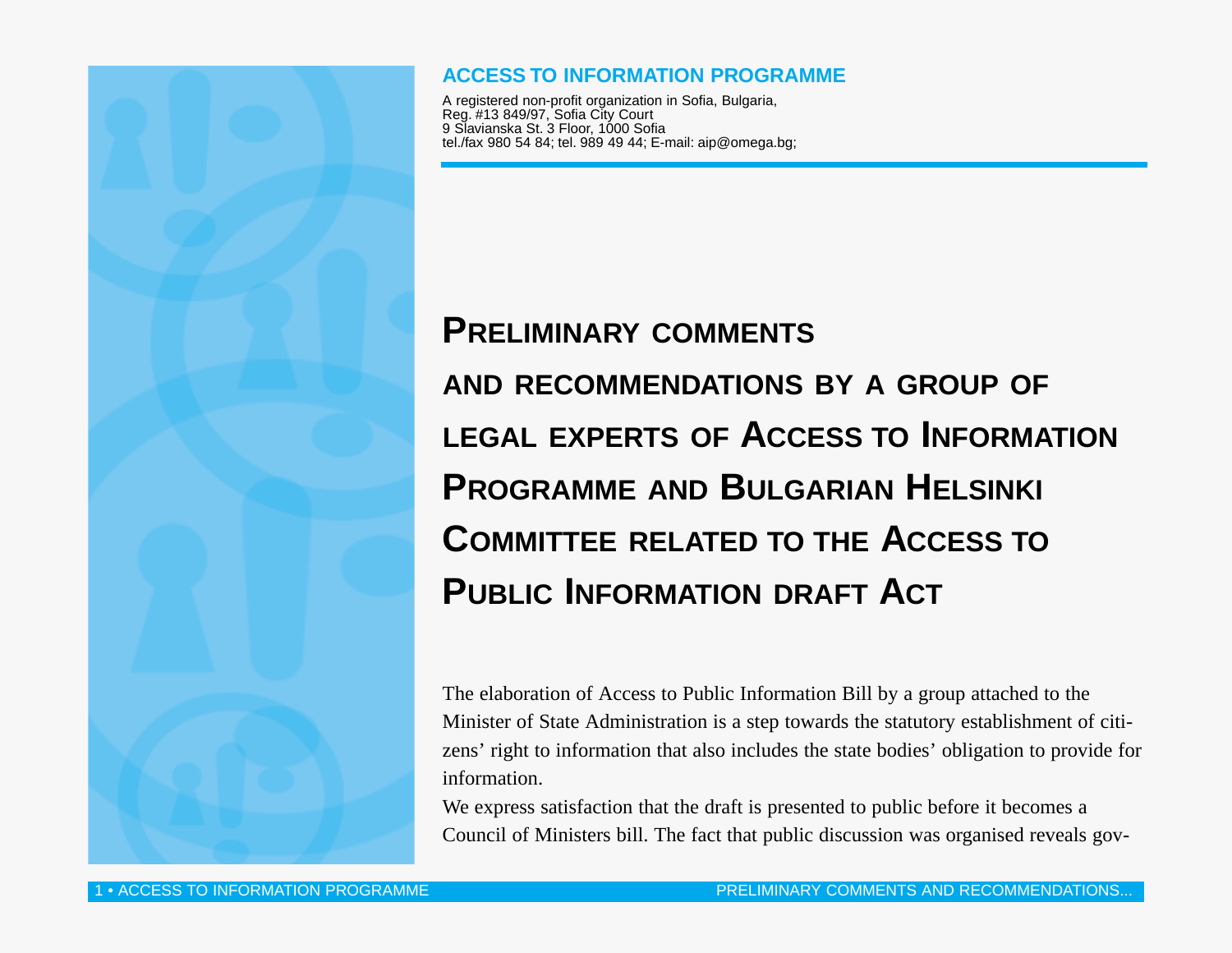**ACCESS TO INFORMATION PROGRAMME**

A registered non-profit organization in Sofia, Bulgaria,
Reg. #13 849/97, Sofia City Court
9 Slavianska St. 3 Floor, 1000 Sofia
tel./fax 980 54 84; tel. 989 49 44; E-mail: aip@omega.bg;

# PRELIMINARY COMMENTS AND RECOMMENDATIONS BY A GROUP OF LEGAL EXPERTS OF ACCESS TO INFORMATION PROGRAMME AND BULGARIAN HELSINKI COMMITTEE RELATED TO THE ACCESS TO PUBLIC INFORMATION DRAFT ACT

The elaboration of Access to Public Information Bill by a group attached to the Minister of State Administration is a step towards the statutory establishment of citizens' right to information that also includes the state bodies' obligation to provide for information.

We express satisfaction that the draft is presented to public before it becomes a Council of Ministers bill. The fact that public discussion was organised reveals gov-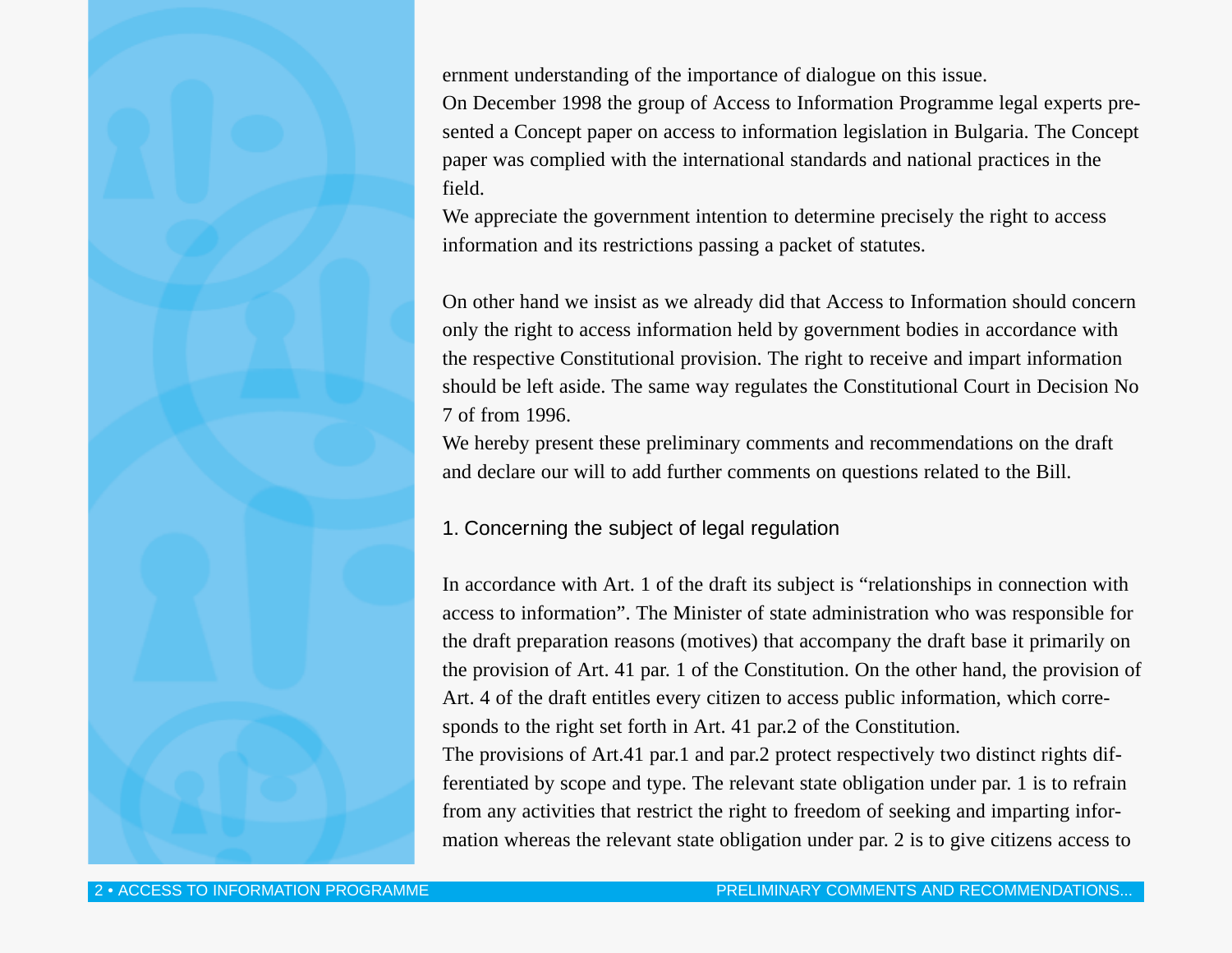ernment understanding of the importance of dialogue on this issue.

On December 1998 the group of Access to Information Programme legal experts presented a Concept paper on access to information legislation in Bulgaria. The Concept paper was complied with the international standards and national practices in the field.

We appreciate the government intention to determine precisely the right to access information and its restrictions passing a packet of statutes.

On other hand we insist as we already did that Access to Information should concern only the right to access information held by government bodies in accordance with the respective Constitutional provision. The right to receive and impart information should be left aside. The same way regulates the Constitutional Court in Decision No 7 of from 1996.

We hereby present these preliminary comments and recommendations on the draft and declare our will to add further comments on questions related to the Bill.

## 1. Concerning the subject of legal regulation

In accordance with Art. 1 of the draft its subject is "relationships in connection with access to information". The Minister of state administration who was responsible for the draft preparation reasons (motives) that accompany the draft base it primarily on the provision of Art. 41 par. 1 of the Constitution. On the other hand, the provision of Art. 4 of the draft entitles every citizen to access public information, which corresponds to the right set forth in Art. 41 par.2 of the Constitution.

The provisions of Art.41 par.1 and par.2 protect respectively two distinct rights differentiated by scope and type. The relevant state obligation under par. 1 is to refrain from any activities that restrict the right to freedom of seeking and imparting information whereas the relevant state obligation under par. 2 is to give citizens access to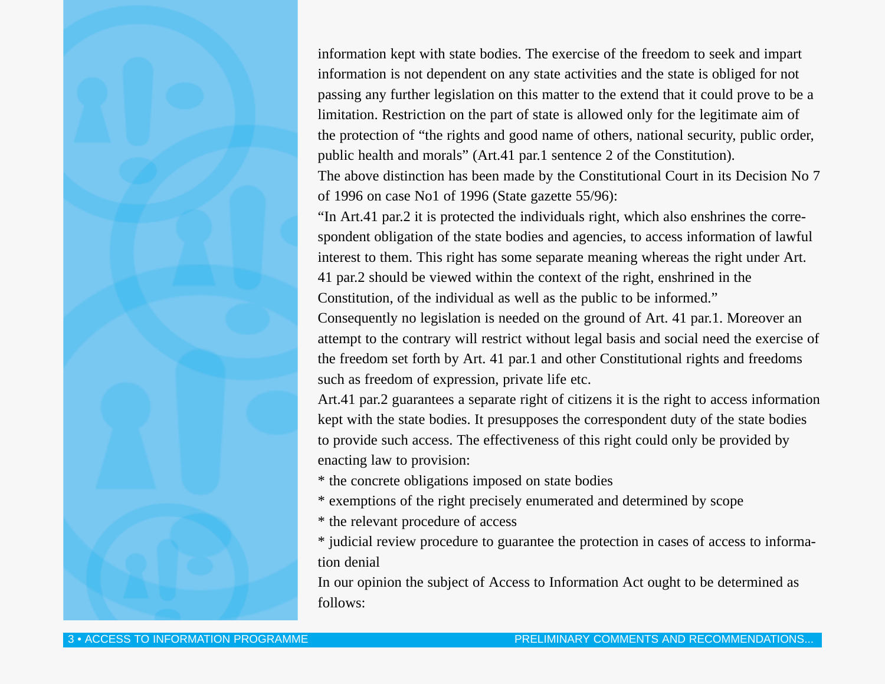information kept with state bodies. The exercise of the freedom to seek and impart information is not dependent on any state activities and the state is obliged for not passing any further legislation on this matter to the extend that it could prove to be a limitation. Restriction on the part of state is allowed only for the legitimate aim of the protection of “the rights and good name of others, national security, public order, public health and morals” (Art.41 par.1 sentence 2 of the Constitution).

The above distinction has been made by the Constitutional Court in its Decision No 7 of 1996 on case No1 of 1996 (State gazette 55/96):

“In Art.41 par.2 it is protected the individuals right, which also enshrines the correspondent obligation of the state bodies and agencies, to access information of lawful interest to them. This right has some separate meaning whereas the right under Art. 41 par.2 should be viewed within the context of the right, enshrined in the Constitution, of the individual as well as the public to be informed.”

Consequently no legislation is needed on the ground of Art. 41 par.1. Moreover an attempt to the contrary will restrict without legal basis and social need the exercise of the freedom set forth by Art. 41 par.1 and other Constitutional rights and freedoms such as freedom of expression, private life etc.

Art.41 par.2 guarantees a separate right of citizens it is the right to access information kept with the state bodies. It presupposes the correspondent duty of the state bodies to provide such access. The effectiveness of this right could only be provided by enacting law to provision:

* the concrete obligations imposed on state bodies
* exemptions of the right precisely enumerated and determined by scope
* the relevant procedure of access
* judicial review procedure to guarantee the protection in cases of access to information denial

In our opinion the subject of Access to Information Act ought to be determined as follows: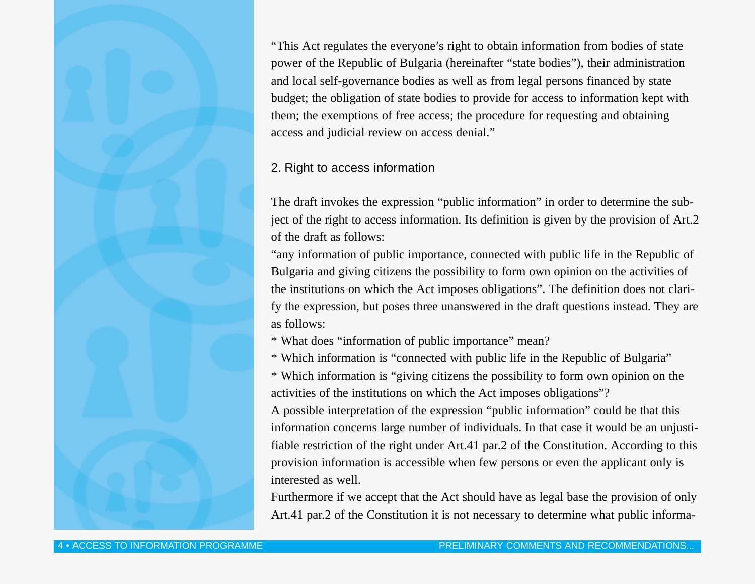"This Act regulates the everyone's right to obtain information from bodies of state power of the Republic of Bulgaria (hereinafter "state bodies"), their administration and local self-governance bodies as well as from legal persons financed by state budget; the obligation of state bodies to provide for access to information kept with them; the exemptions of free access; the procedure for requesting and obtaining access and judicial review on access denial."

## 2. Right to access information

The draft invokes the expression "public information" in order to determine the subject of the right to access information. Its definition is given by the provision of Art.2 of the draft as follows:

"any information of public importance, connected with public life in the Republic of Bulgaria and giving citizens the possibility to form own opinion on the activities of the institutions on which the Act imposes obligations". The definition does not clarify the expression, but poses three unanswered in the draft questions instead. They are as follows:

* What does "information of public importance" mean?
* Which information is "connected with public life in the Republic of Bulgaria"
* Which information is "giving citizens the possibility to form own opinion on the activities of the institutions on which the Act imposes obligations"?

A possible interpretation of the expression "public information" could be that this information concerns large number of individuals. In that case it would be an unjustifiable restriction of the right under Art.41 par.2 of the Constitution. According to this provision information is accessible when few persons or even the applicant only is interested as well.

Furthermore if we accept that the Act should have as legal base the provision of only Art.41 par.2 of the Constitution it is not necessary to determine what public informa-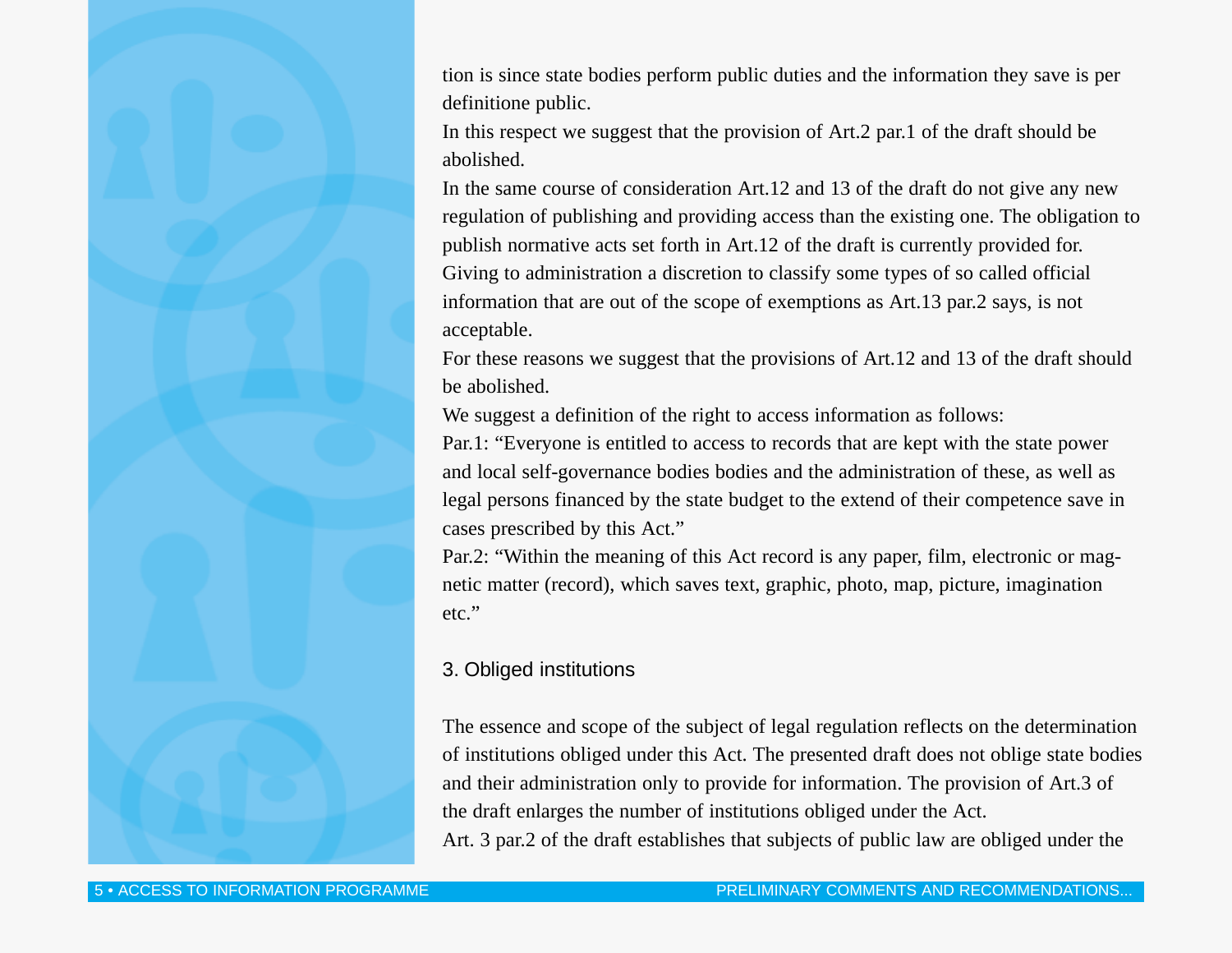tion is since state bodies perform public duties and the information they save is per definitione public.

In this respect we suggest that the provision of Art.2 par.1 of the draft should be abolished.

In the same course of consideration Art.12 and 13 of the draft do not give any new regulation of publishing and providing access than the existing one. The obligation to publish normative acts set forth in Art.12 of the draft is currently provided for.

Giving to administration a discretion to classify some types of so called official information that are out of the scope of exemptions as Art.13 par.2 says, is not acceptable.

For these reasons we suggest that the provisions of Art.12 and 13 of the draft should be abolished.

We suggest a definition of the right to access information as follows:

Par.1: “Everyone is entitled to access to records that are kept with the state power and local self-governance bodies bodies and the administration of these, as well as legal persons financed by the state budget to the extend of their competence save in cases prescribed by this Act.”

Par.2: “Within the meaning of this Act record is any paper, film, electronic or magnetic matter (record), which saves text, graphic, photo, map, picture, imagination etc.”

## 3. Obliged institutions

The essence and scope of the subject of legal regulation reflects on the determination of institutions obliged under this Act. The presented draft does not oblige state bodies and their administration only to provide for information. The provision of Art.3 of the draft enlarges the number of institutions obliged under the Act.

Art. 3 par.2 of the draft establishes that subjects of public law are obliged under the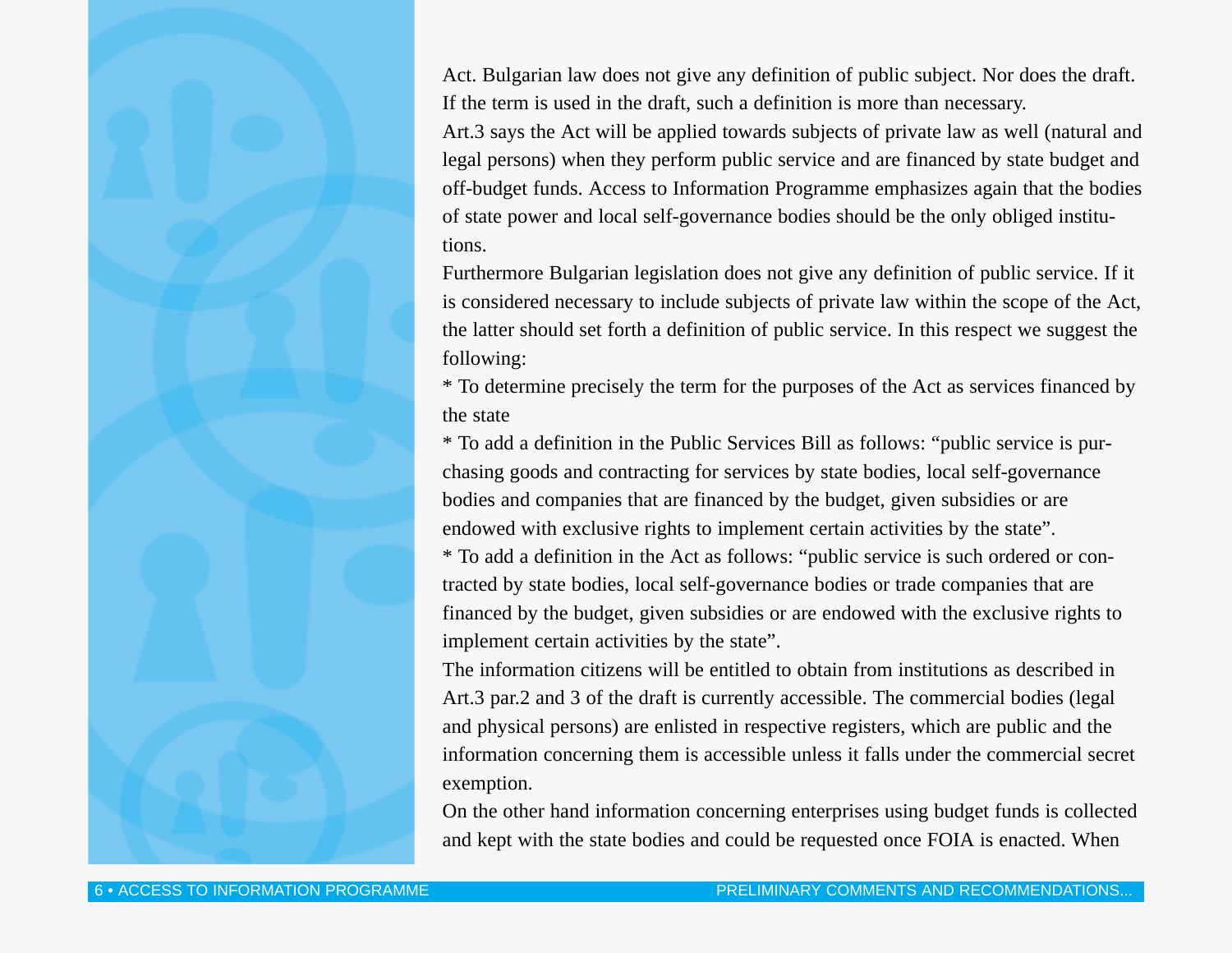Act. Bulgarian law does not give any definition of public subject. Nor does the draft. If the term is used in the draft, such a definition is more than necessary.

Art.3 says the Act will be applied towards subjects of private law as well (natural and legal persons) when they perform public service and are financed by state budget and off-budget funds. Access to Information Programme emphasizes again that the bodies of state power and local self-governance bodies should be the only obliged institutions.

Furthermore Bulgarian legislation does not give any definition of public service. If it is considered necessary to include subjects of private law within the scope of the Act, the latter should set forth a definition of public service. In this respect we suggest the following:

* To determine precisely the term for the purposes of the Act as services financed by the state
* To add a definition in the Public Services Bill as follows: "public service is purchasing goods and contracting for services by state bodies, local self-governance bodies and companies that are financed by the budget, given subsidies or are endowed with exclusive rights to implement certain activities by the state".
* To add a definition in the Act as follows: "public service is such ordered or contracted by state bodies, local self-governance bodies or trade companies that are financed by the budget, given subsidies or are endowed with the exclusive rights to implement certain activities by the state".

The information citizens will be entitled to obtain from institutions as described in Art.3 par.2 and 3 of the draft is currently accessible. The commercial bodies (legal and physical persons) are enlisted in respective registers, which are public and the information concerning them is accessible unless it falls under the commercial secret exemption.

On the other hand information concerning enterprises using budget funds is collected and kept with the state bodies and could be requested once FOIA is enacted. When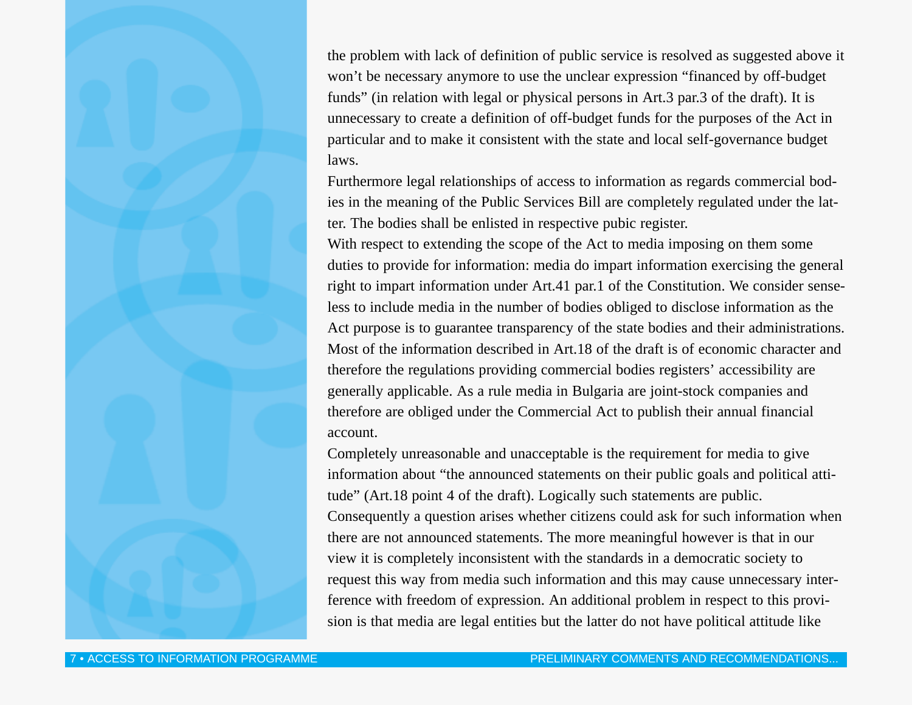the problem with lack of definition of public service is resolved as suggested above it won't be necessary anymore to use the unclear expression "financed by off-budget funds" (in relation with legal or physical persons in Art.3 par.3 of the draft). It is unnecessary to create a definition of off-budget funds for the purposes of the Act in particular and to make it consistent with the state and local self-governance budget laws.

Furthermore legal relationships of access to information as regards commercial bodies in the meaning of the Public Services Bill are completely regulated under the latter. The bodies shall be enlisted in respective pubic register.

With respect to extending the scope of the Act to media imposing on them some duties to provide for information: media do impart information exercising the general right to impart information under Art.41 par.1 of the Constitution. We consider senseless to include media in the number of bodies obliged to disclose information as the Act purpose is to guarantee transparency of the state bodies and their administrations. Most of the information described in Art.18 of the draft is of economic character and therefore the regulations providing commercial bodies registers' accessibility are generally applicable. As a rule media in Bulgaria are joint-stock companies and therefore are obliged under the Commercial Act to publish their annual financial account.

Completely unreasonable and unacceptable is the requirement for media to give information about "the announced statements on their public goals and political attitude" (Art.18 point 4 of the draft). Logically such statements are public. Consequently a question arises whether citizens could ask for such information when there are not announced statements. The more meaningful however is that in our view it is completely inconsistent with the standards in a democratic society to request this way from media such information and this may cause unnecessary interference with freedom of expression. An additional problem in respect to this provision is that media are legal entities but the latter do not have political attitude like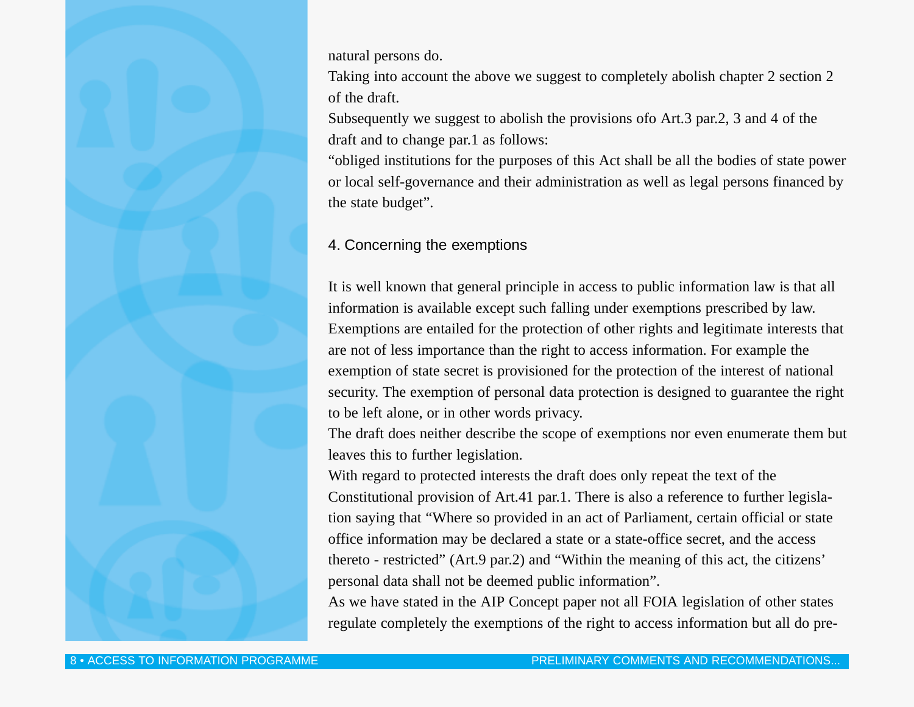natural persons do.

Taking into account the above we suggest to completely abolish chapter 2 section 2 of the draft.

Subsequently we suggest to abolish the provisions ofo Art.3 par.2, 3 and 4 of the draft and to change par.1 as follows:

"obliged institutions for the purposes of this Act shall be all the bodies of state power or local self-governance and their administration as well as legal persons financed by the state budget".

## 4. Concerning the exemptions

It is well known that general principle in access to public information law is that all information is available except such falling under exemptions prescribed by law. Exemptions are entailed for the protection of other rights and legitimate interests that are not of less importance than the right to access information. For example the exemption of state secret is provisioned for the protection of the interest of national security. The exemption of personal data protection is designed to guarantee the right to be left alone, or in other words privacy.

The draft does neither describe the scope of exemptions nor even enumerate them but leaves this to further legislation.

With regard to protected interests the draft does only repeat the text of the Constitutional provision of Art.41 par.1. There is also a reference to further legislation saying that "Where so provided in an act of Parliament, certain official or state office information may be declared a state or a state-office secret, and the access thereto - restricted" (Art.9 par.2) and "Within the meaning of this act, the citizens' personal data shall not be deemed public information".

As we have stated in the AIP Concept paper not all FOIA legislation of other states regulate completely the exemptions of the right to access information but all do pre-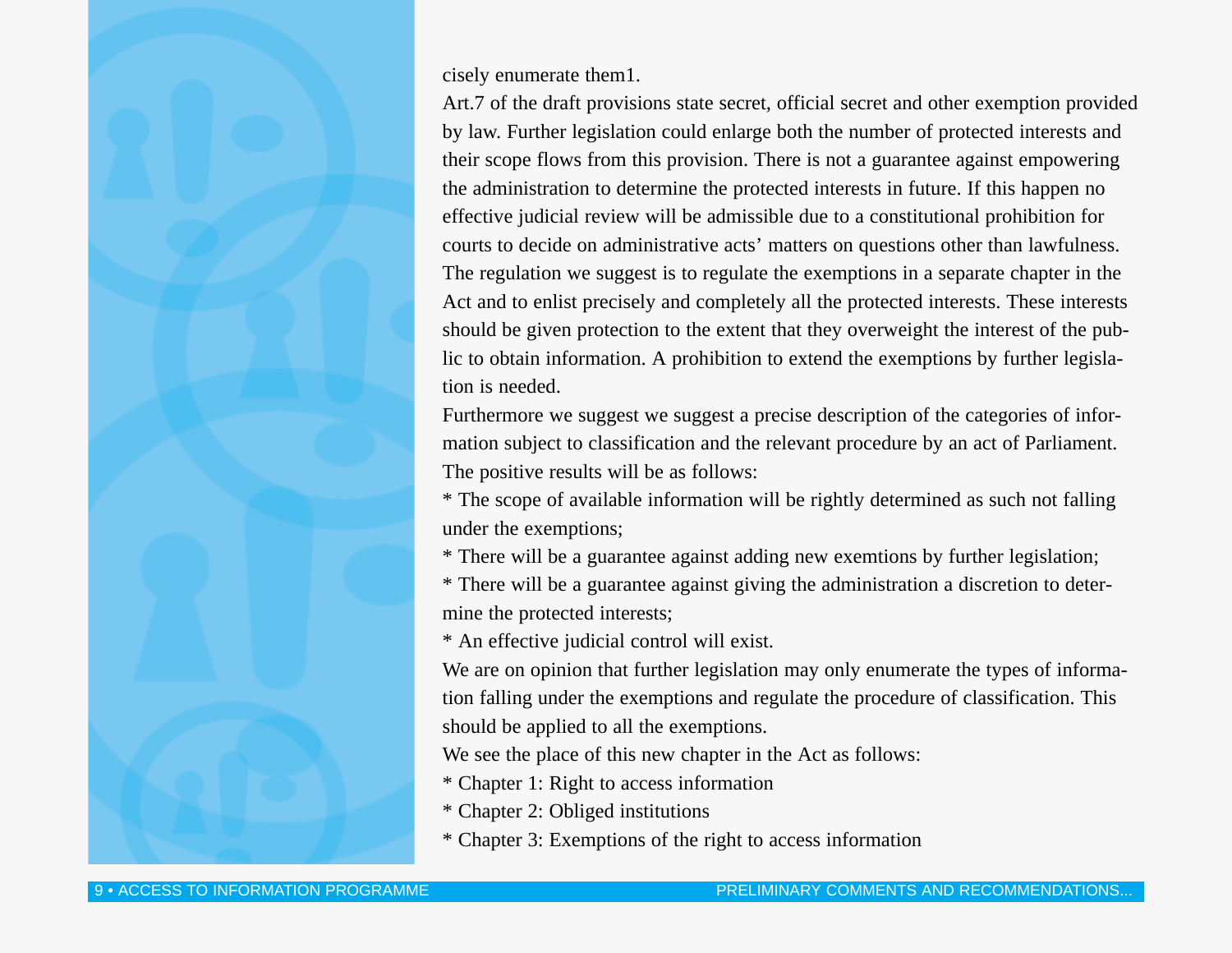cisely enumerate them1.

Art.7 of the draft provisions state secret, official secret and other exemption provided by law. Further legislation could enlarge both the number of protected interests and their scope flows from this provision. There is not a guarantee against empowering the administration to determine the protected interests in future. If this happen no effective judicial review will be admissible due to a constitutional prohibition for courts to decide on administrative acts' matters on questions other than lawfulness.

The regulation we suggest is to regulate the exemptions in a separate chapter in the Act and to enlist precisely and completely all the protected interests. These interests should be given protection to the extent that they overweight the interest of the public to obtain information. A prohibition to extend the exemptions by further legislation is needed.

Furthermore we suggest we suggest a precise description of the categories of information subject to classification and the relevant procedure by an act of Parliament.

The positive results will be as follows:

* The scope of available information will be rightly determined as such not falling under the exemptions;
* There will be a guarantee against adding new exemtions by further legislation;
* There will be a guarantee against giving the administration a discretion to determine the protected interests;
* An effective judicial control will exist.

We are on opinion that further legislation may only enumerate the types of information falling under the exemptions and regulate the procedure of classification. This should be applied to all the exemptions.

We see the place of this new chapter in the Act as follows:

* Chapter 1: Right to access information
* Chapter 2: Obliged institutions
* Chapter 3: Exemptions of the right to access information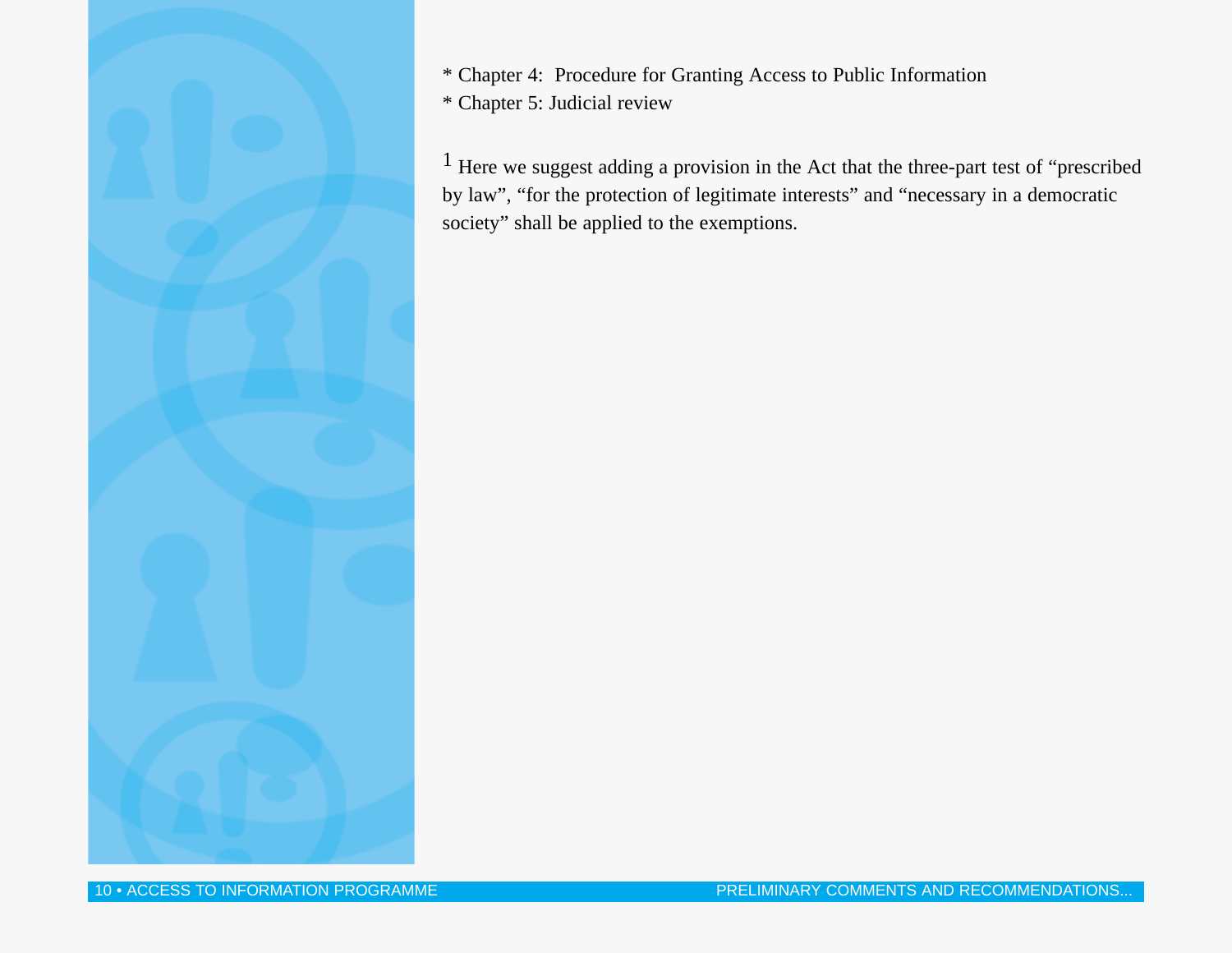* Chapter 4: Procedure for Granting Access to Public Information
* Chapter 5: Judicial review

[1] Here we suggest adding a provision in the Act that the three-part test of "prescribed by law", "for the protection of legitimate interests" and "necessary in a democratic society" shall be applied to the exemptions.